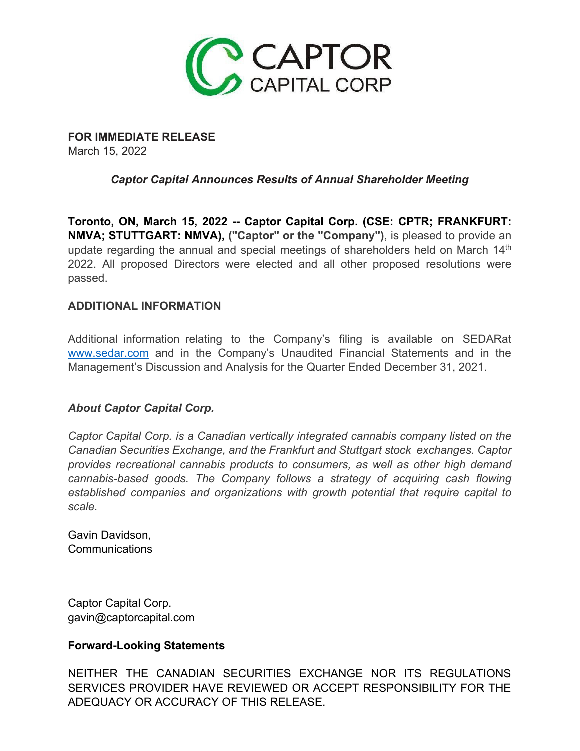**FOR IMMEDIATE RELEASE**
March 15, 2022

***Captor Capital Announces Results of Annual Shareholder Meeting***

**Toronto, ON, March 15, 2022 -- Captor Capital Corp. (CSE: CPTR; FRANKFURT: NMVA; STUTTGART: NMVA), ("Captor" or the "Company")**, is pleased to provide an update regarding the annual and special meetings of shareholders held on March 14th 2022. All proposed Directors were elected and all other proposed resolutions were passed.

**ADDITIONAL INFORMATION**

Additional information relating to the Company's filing is available on SEDARat www.sedar.com and in the Company's Unaudited Financial Statements and in the Management's Discussion and Analysis for the Quarter Ended December 31, 2021.

***About Captor Capital Corp.***

*Captor Capital Corp. is a Canadian vertically integrated cannabis company listed on the Canadian Securities Exchange, and the Frankfurt and Stuttgart stock exchanges. Captor provides recreational cannabis products to consumers, as well as other high demand cannabis-based goods. The Company follows a strategy of acquiring cash flowing established companies and organizations with growth potential that require capital to scale.*

Gavin Davidson,
Communications

Captor Capital Corp.
gavin@captorcapital.com

**Forward-Looking Statements**

NEITHER THE CANADIAN SECURITIES EXCHANGE NOR ITS REGULATIONS SERVICES PROVIDER HAVE REVIEWED OR ACCEPT RESPONSIBILITY FOR THE ADEQUACY OR ACCURACY OF THIS RELEASE.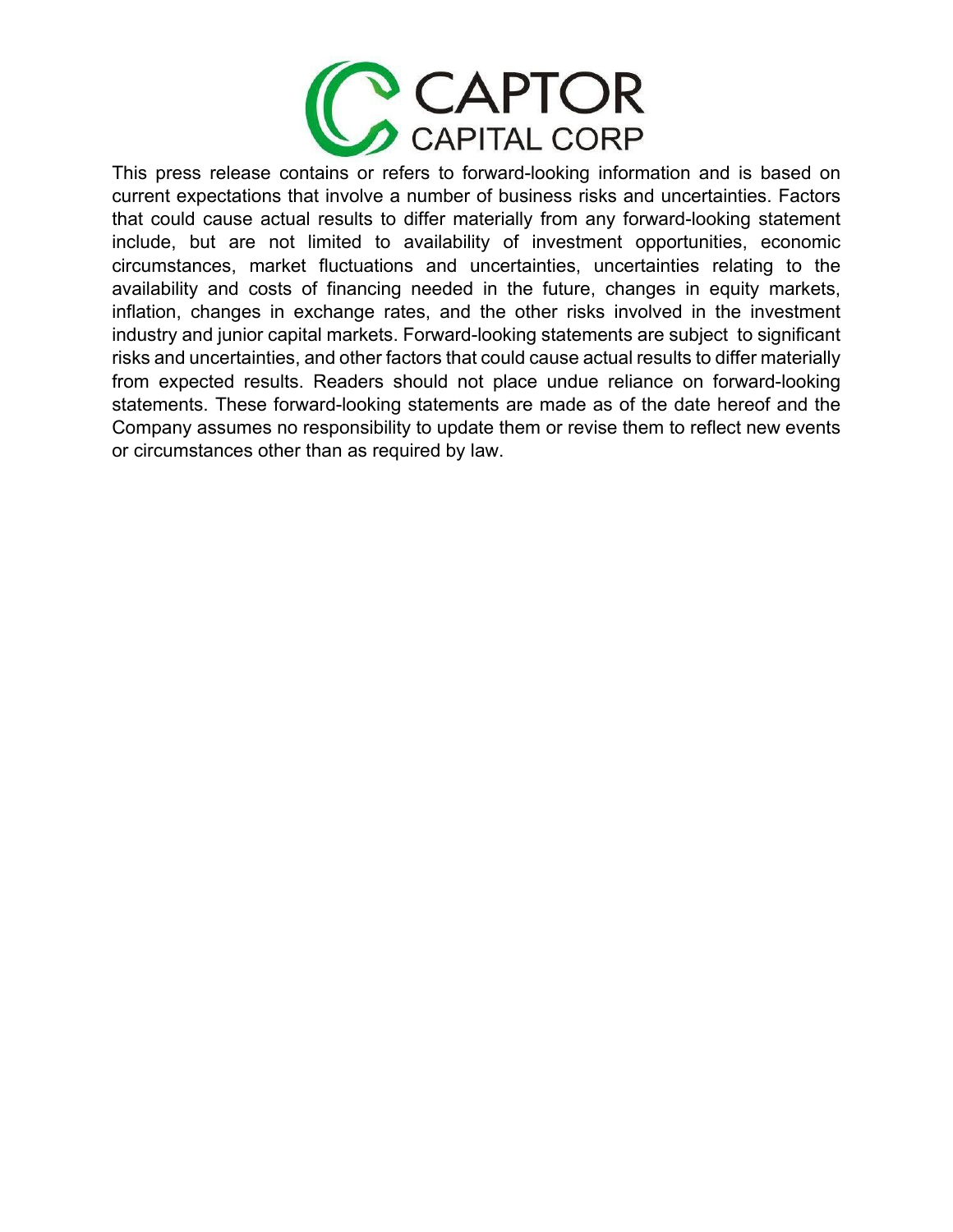This press release contains or refers to forward-looking information and is based on current expectations that involve a number of business risks and uncertainties. Factors that could cause actual results to differ materially from any forward-looking statement include, but are not limited to availability of investment opportunities, economic circumstances, market fluctuations and uncertainties, uncertainties relating to the availability and costs of financing needed in the future, changes in equity markets, inflation, changes in exchange rates, and the other risks involved in the investment industry and junior capital markets. Forward-looking statements are subject to significant risks and uncertainties, and other factors that could cause actual results to differ materially from expected results. Readers should not place undue reliance on forward-looking statements. These forward-looking statements are made as of the date hereof and the Company assumes no responsibility to update them or revise them to reflect new events or circumstances other than as required by law.